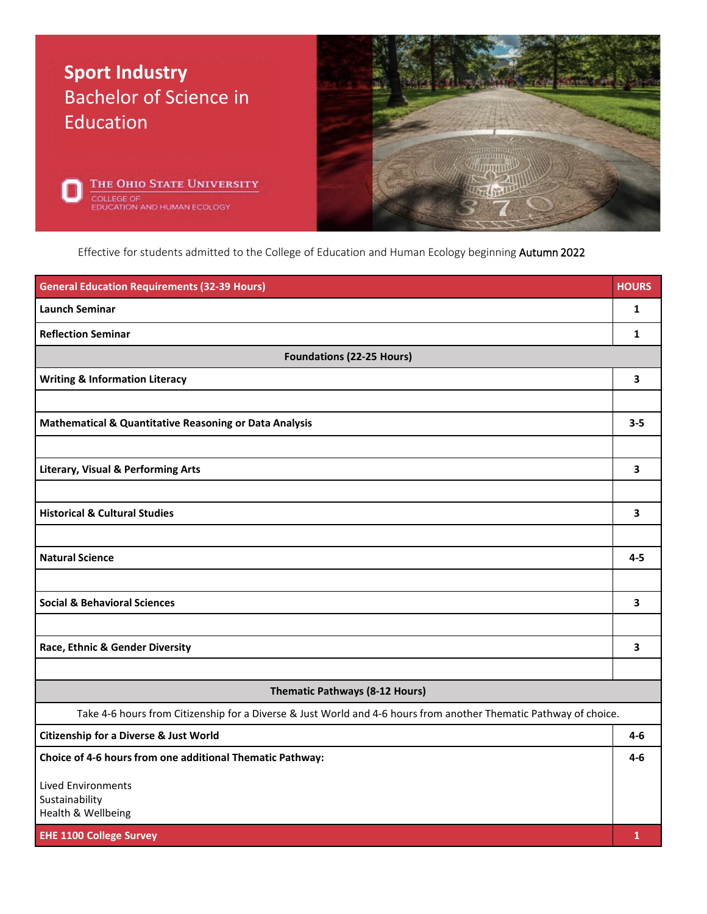# Sport Industry

## Bachelor of Science in Education

The Ohio State University
College of Education and Human Ecology

Effective for students admitted to the College of Education and Human Ecology beginning Autumn 2022

| General Education Requirements (32-39 Hours) | HOURS |
|---|---|
| **Launch Seminar** | **1** |
| **Reflection Seminar** | **1** |
| **Foundations (22-25 Hours)** | |
| **Writing & Information Literacy** | **3** |
| | |
| **Mathematical & Quantitative Reasoning or Data Analysis** | **3-5** |
| | |
| **Literary, Visual & Performing Arts** | **3** |
| | |
| **Historical & Cultural Studies** | **3** |
| | |
| **Natural Science** | **4-5** |
| | |
| **Social & Behavioral Sciences** | **3** |
| | |
| **Race, Ethnic & Gender Diversity** | **3** |
| | |
| **Thematic Pathways (8-12 Hours)** | |
| Take 4-6 hours from Citizenship for a Diverse & Just World and 4-6 hours from another Thematic Pathway of choice. | |
| **Citizenship for a Diverse & Just World** | **4-6** |
| **Choice of 4-6 hours from one additional Thematic Pathway:** Lived Environments, Sustainability, Health & Wellbeing | **4-6** |
| **EHE 1100 College Survey** | **1** |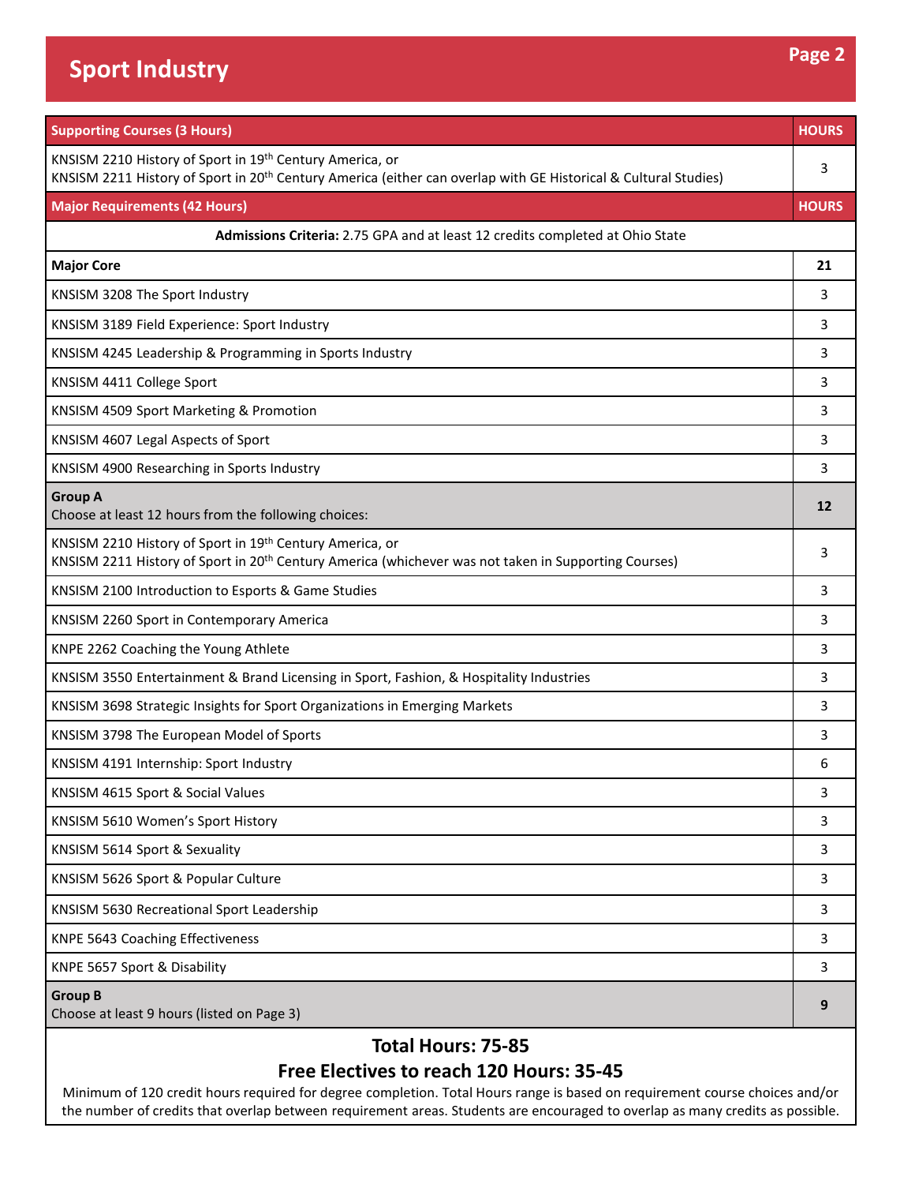# Sport Industry

| Supporting Courses (3 Hours) | HOURS |
|---|---|
| KNSISM 2210 History of Sport in 19th Century America, or<br>KNSISM 2211 History of Sport in 20th Century America (either can overlap with GE Historical & Cultural Studies) | 3 |

| Major Requirements (42 Hours) | HOURS |
|---|---|
| **Admissions Criteria:** 2.75 GPA and at least 12 credits completed at Ohio State | |
| **Major Core** | **21** |
| KNSISM 3208 The Sport Industry | 3 |
| KNSISM 3189 Field Experience: Sport Industry | 3 |
| KNSISM 4245 Leadership & Programming in Sports Industry | 3 |
| KNSISM 4411 College Sport | 3 |
| KNSISM 4509 Sport Marketing & Promotion | 3 |
| KNSISM 4607 Legal Aspects of Sport | 3 |
| KNSISM 4900 Researching in Sports Industry | 3 |
| **Group A**<br>Choose at least 12 hours from the following choices: | **12** |
| KNSISM 2210 History of Sport in 19th Century America, or<br>KNSISM 2211 History of Sport in 20th Century America (whichever was not taken in Supporting Courses) | 3 |
| KNSISM 2100 Introduction to Esports & Game Studies | 3 |
| KNSISM 2260 Sport in Contemporary America | 3 |
| KNPE 2262 Coaching the Young Athlete | 3 |
| KNSISM 3550 Entertainment & Brand Licensing in Sport, Fashion, & Hospitality Industries | 3 |
| KNSISM 3698 Strategic Insights for Sport Organizations in Emerging Markets | 3 |
| KNSISM 3798 The European Model of Sports | 3 |
| KNSISM 4191 Internship: Sport Industry | 6 |
| KNSISM 4615 Sport & Social Values | 3 |
| KNSISM 5610 Women's Sport History | 3 |
| KNSISM 5614 Sport & Sexuality | 3 |
| KNSISM 5626 Sport & Popular Culture | 3 |
| KNSISM 5630 Recreational Sport Leadership | 3 |
| KNPE 5643 Coaching Effectiveness | 3 |
| KNPE 5657 Sport & Disability | 3 |
| **Group B**<br>Choose at least 9 hours (listed on Page 3) | **9** |

## Total Hours: 75-85

## Free Electives to reach 120 Hours: 35-45

Minimum of 120 credit hours required for degree completion. Total Hours range is based on requirement course choices and/or the number of credits that overlap between requirement areas. Students are encouraged to overlap as many credits as possible.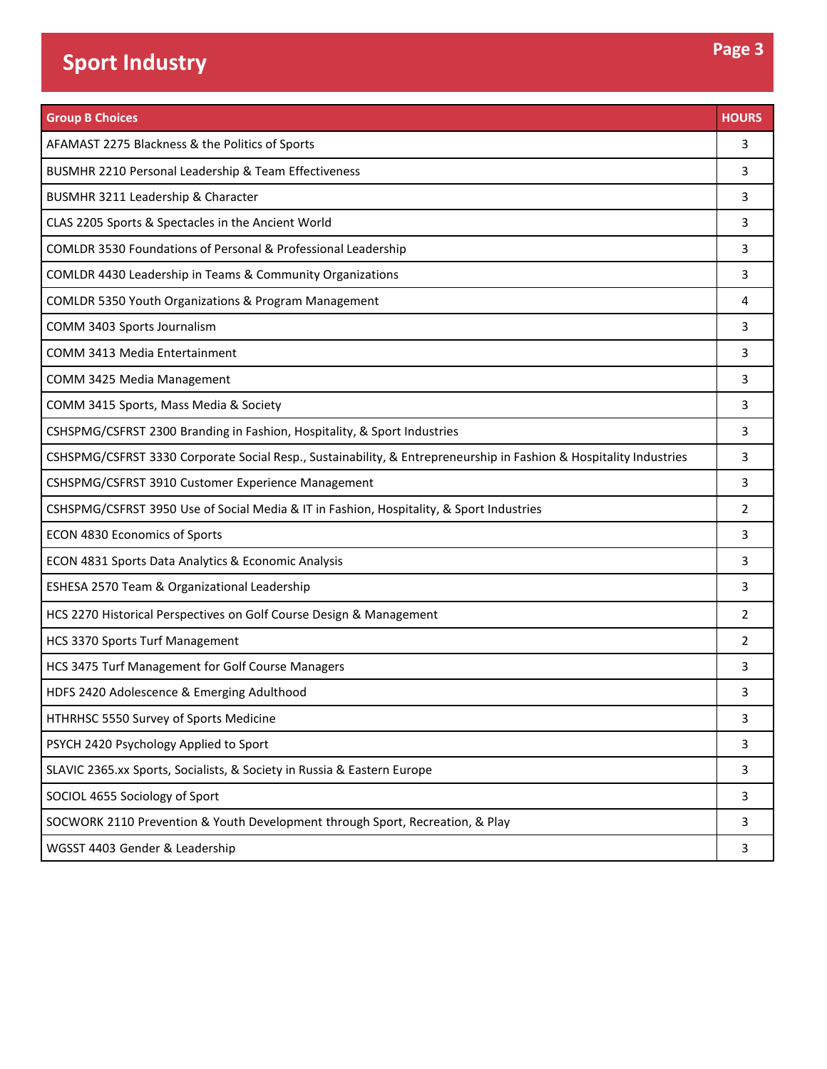# Sport Industry

| Group B Choices | HOURS |
|---|---|
| AFAMAST 2275 Blackness & the Politics of Sports | 3 |
| BUSMHR 2210 Personal Leadership & Team Effectiveness | 3 |
| BUSMHR 3211 Leadership & Character | 3 |
| CLAS 2205 Sports & Spectacles in the Ancient World | 3 |
| COMLDR 3530 Foundations of Personal & Professional Leadership | 3 |
| COMLDR 4430 Leadership in Teams & Community Organizations | 3 |
| COMLDR 5350 Youth Organizations & Program Management | 4 |
| COMM 3403 Sports Journalism | 3 |
| COMM 3413 Media Entertainment | 3 |
| COMM 3425 Media Management | 3 |
| COMM 3415 Sports, Mass Media & Society | 3 |
| CSHSPMG/CSFRST 2300 Branding in Fashion, Hospitality, & Sport Industries | 3 |
| CSHSPMG/CSFRST 3330 Corporate Social Resp., Sustainability, & Entrepreneurship in Fashion & Hospitality Industries | 3 |
| CSHSPMG/CSFRST 3910 Customer Experience Management | 3 |
| CSHSPMG/CSFRST 3950 Use of Social Media & IT in Fashion, Hospitality, & Sport Industries | 2 |
| ECON 4830 Economics of Sports | 3 |
| ECON 4831 Sports Data Analytics & Economic Analysis | 3 |
| ESHESA 2570 Team & Organizational Leadership | 3 |
| HCS 2270 Historical Perspectives on Golf Course Design & Management | 2 |
| HCS 3370 Sports Turf Management | 2 |
| HCS 3475 Turf Management for Golf Course Managers | 3 |
| HDFS 2420 Adolescence & Emerging Adulthood | 3 |
| HTHRHSC 5550 Survey of Sports Medicine | 3 |
| PSYCH 2420 Psychology Applied to Sport | 3 |
| SLAVIC 2365.xx Sports, Socialists, & Society in Russia & Eastern Europe | 3 |
| SOCIOL 4655 Sociology of Sport | 3 |
| SOCWORK 2110 Prevention & Youth Development through Sport, Recreation, & Play | 3 |
| WGSST 4403 Gender & Leadership | 3 |